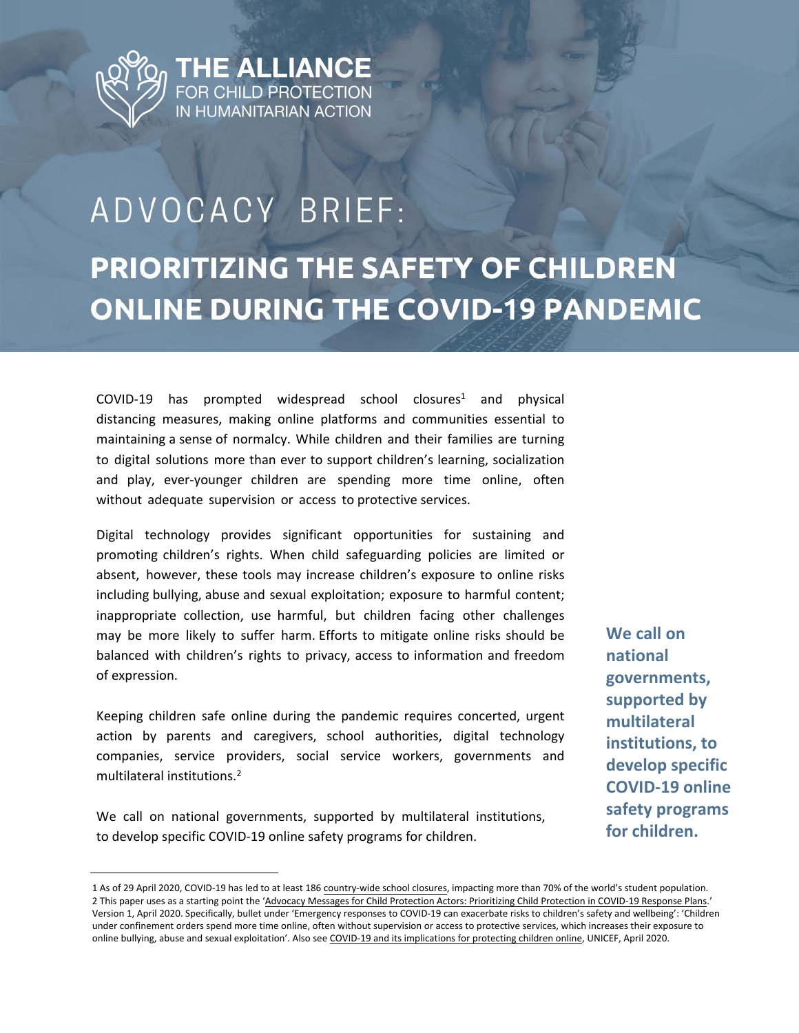THE ALLIANCE
FOR CHILD PROTECTION
IN HUMANITARIAN ACTION

# ADVOCACY BRIEF:

# PRIORITIZING THE SAFETY OF CHILDREN ONLINE DURING THE COVID-19 PANDEMIC

COVID-19 has prompted widespread school closures[1] and physical distancing measures, making online platforms and communities essential to maintaining a sense of normalcy. While children and their families are turning to digital solutions more than ever to support children's learning, socialization and play, ever-younger children are spending more time online, often without adequate supervision or access to protective services.

Digital technology provides significant opportunities for sustaining and promoting children's rights. When child safeguarding policies are limited or absent, however, these tools may increase children's exposure to online risks including bullying, abuse and sexual exploitation; exposure to harmful content; inappropriate collection, use harmful, but children facing other challenges may be more likely to suffer harm. Efforts to mitigate online risks should be balanced with children's rights to privacy, access to information and freedom of expression.

Keeping children safe online during the pandemic requires concerted, urgent action by parents and caregivers, school authorities, digital technology companies, service providers, social service workers, governments and multilateral institutions.[2]

We call on national governments, supported by multilateral institutions, to develop specific COVID-19 online safety programs for children.

**We call on national governments, supported by multilateral institutions, to develop specific COVID-19 online safety programs for children.**

---

1 As of 29 April 2020, COVID-19 has led to at least 186 country-wide school closures, impacting more than 70% of the world's student population.

2 This paper uses as a starting point the 'Advocacy Messages for Child Protection Actors: Prioritizing Child Protection in COVID-19 Response Plans.' Version 1, April 2020. Specifically, bullet under 'Emergency responses to COVID-19 can exacerbate risks to children's safety and wellbeing': 'Children under confinement orders spend more time online, often without supervision or access to protective services, which increases their exposure to online bullying, abuse and sexual exploitation'. Also see COVID-19 and its implications for protecting children online, UNICEF, April 2020.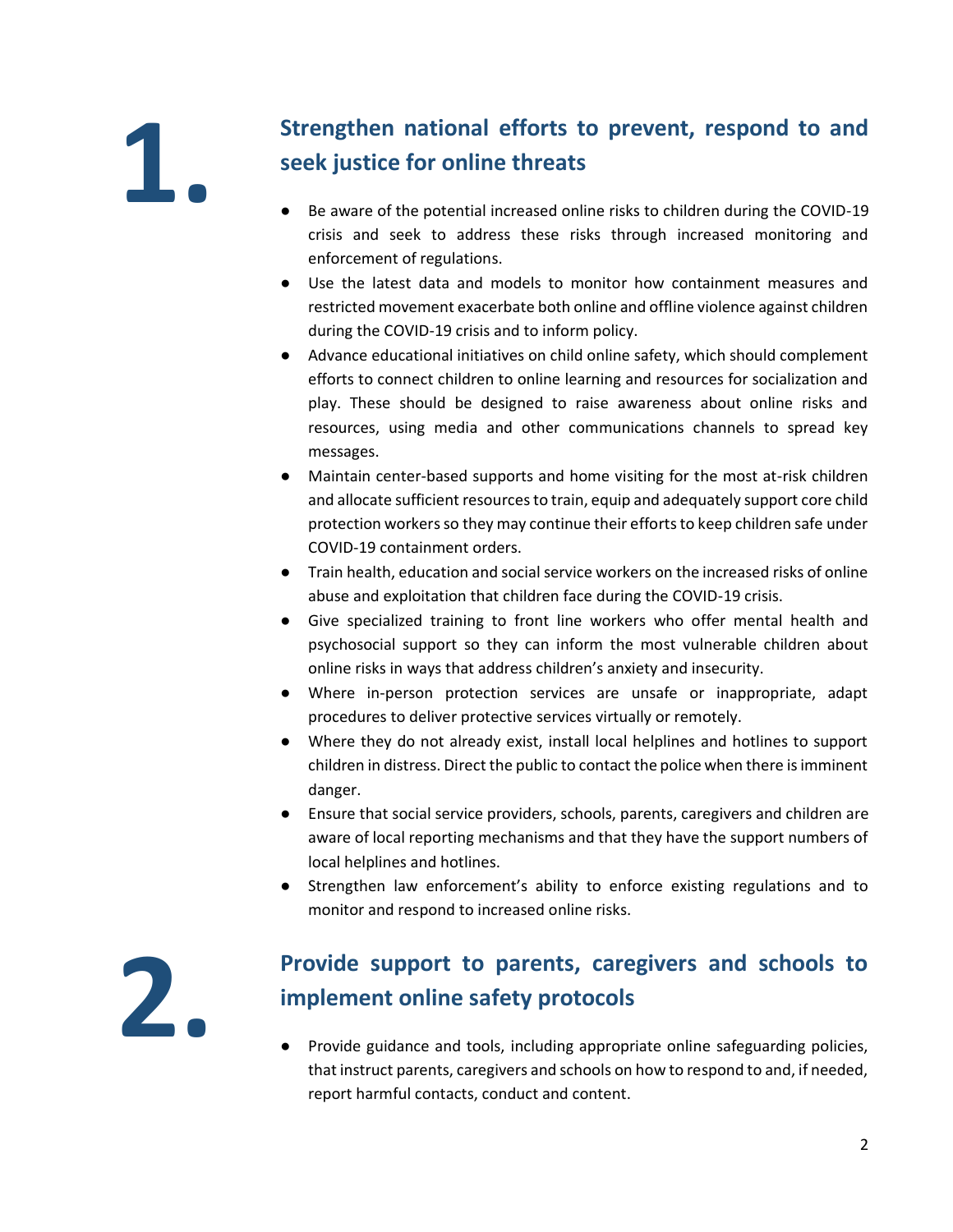## 1. Strengthen national efforts to prevent, respond to and seek justice for online threats

- Be aware of the potential increased online risks to children during the COVID-19 crisis and seek to address these risks through increased monitoring and enforcement of regulations.
- Use the latest data and models to monitor how containment measures and restricted movement exacerbate both online and offline violence against children during the COVID-19 crisis and to inform policy.
- Advance educational initiatives on child online safety, which should complement efforts to connect children to online learning and resources for socialization and play. These should be designed to raise awareness about online risks and resources, using media and other communications channels to spread key messages.
- Maintain center-based supports and home visiting for the most at-risk children and allocate sufficient resources to train, equip and adequately support core child protection workers so they may continue their efforts to keep children safe under COVID-19 containment orders.
- Train health, education and social service workers on the increased risks of online abuse and exploitation that children face during the COVID-19 crisis.
- Give specialized training to front line workers who offer mental health and psychosocial support so they can inform the most vulnerable children about online risks in ways that address children's anxiety and insecurity.
- Where in-person protection services are unsafe or inappropriate, adapt procedures to deliver protective services virtually or remotely.
- Where they do not already exist, install local helplines and hotlines to support children in distress. Direct the public to contact the police when there is imminent danger.
- Ensure that social service providers, schools, parents, caregivers and children are aware of local reporting mechanisms and that they have the support numbers of local helplines and hotlines.
- Strengthen law enforcement's ability to enforce existing regulations and to monitor and respond to increased online risks.

## 2. Provide support to parents, caregivers and schools to implement online safety protocols

- Provide guidance and tools, including appropriate online safeguarding policies, that instruct parents, caregivers and schools on how to respond to and, if needed, report harmful contacts, conduct and content.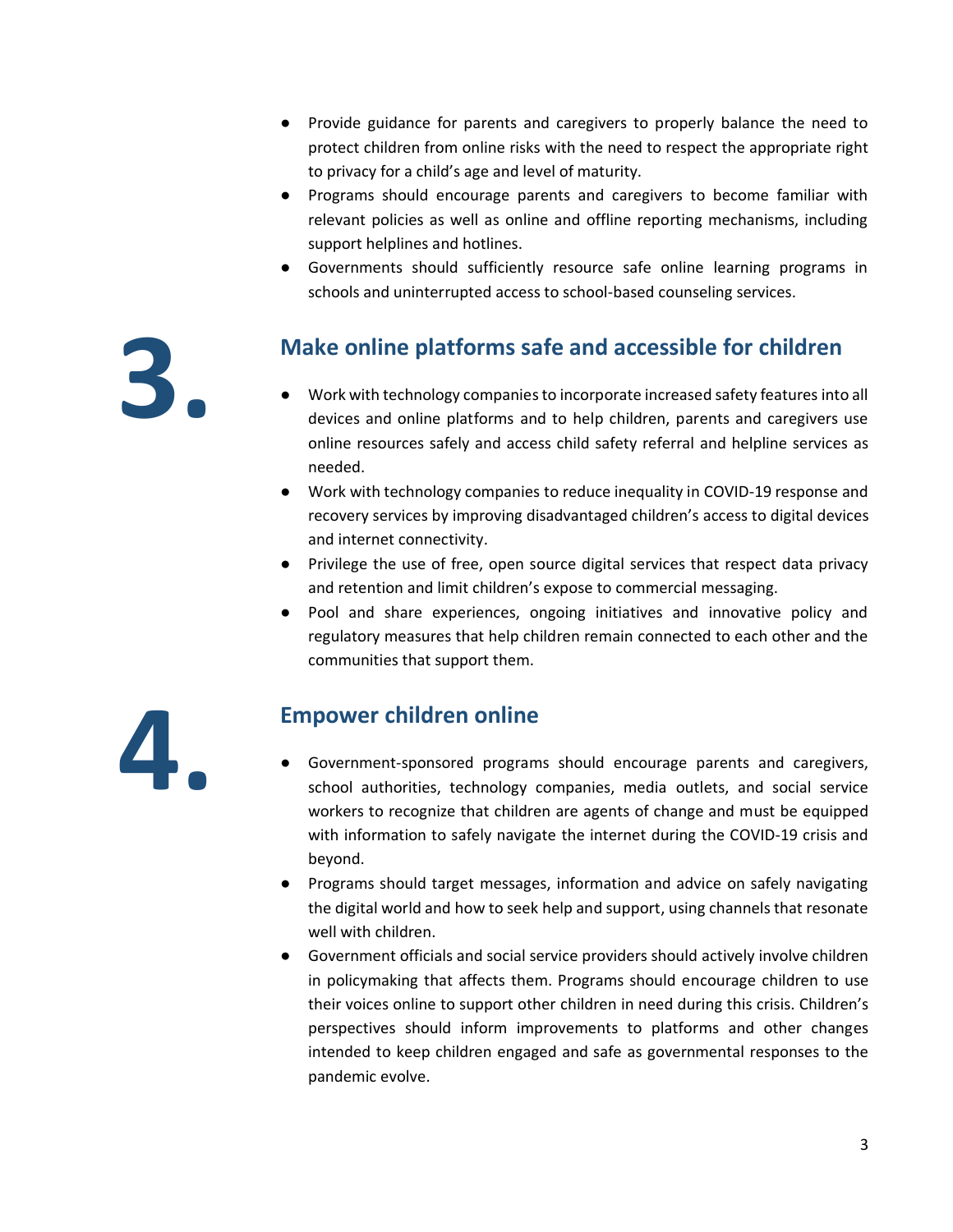- Provide guidance for parents and caregivers to properly balance the need to protect children from online risks with the need to respect the appropriate right to privacy for a child's age and level of maturity.
- Programs should encourage parents and caregivers to become familiar with relevant policies as well as online and offline reporting mechanisms, including support helplines and hotlines.
- Governments should sufficiently resource safe online learning programs in schools and uninterrupted access to school-based counseling services.

## 3. Make online platforms safe and accessible for children

- Work with technology companies to incorporate increased safety features into all devices and online platforms and to help children, parents and caregivers use online resources safely and access child safety referral and helpline services as needed.
- Work with technology companies to reduce inequality in COVID-19 response and recovery services by improving disadvantaged children's access to digital devices and internet connectivity.
- Privilege the use of free, open source digital services that respect data privacy and retention and limit children's expose to commercial messaging.
- Pool and share experiences, ongoing initiatives and innovative policy and regulatory measures that help children remain connected to each other and the communities that support them.

## 4. Empower children online

- Government-sponsored programs should encourage parents and caregivers, school authorities, technology companies, media outlets, and social service workers to recognize that children are agents of change and must be equipped with information to safely navigate the internet during the COVID-19 crisis and beyond.
- Programs should target messages, information and advice on safely navigating the digital world and how to seek help and support, using channels that resonate well with children.
- Government officials and social service providers should actively involve children in policymaking that affects them. Programs should encourage children to use their voices online to support other children in need during this crisis. Children's perspectives should inform improvements to platforms and other changes intended to keep children engaged and safe as governmental responses to the pandemic evolve.